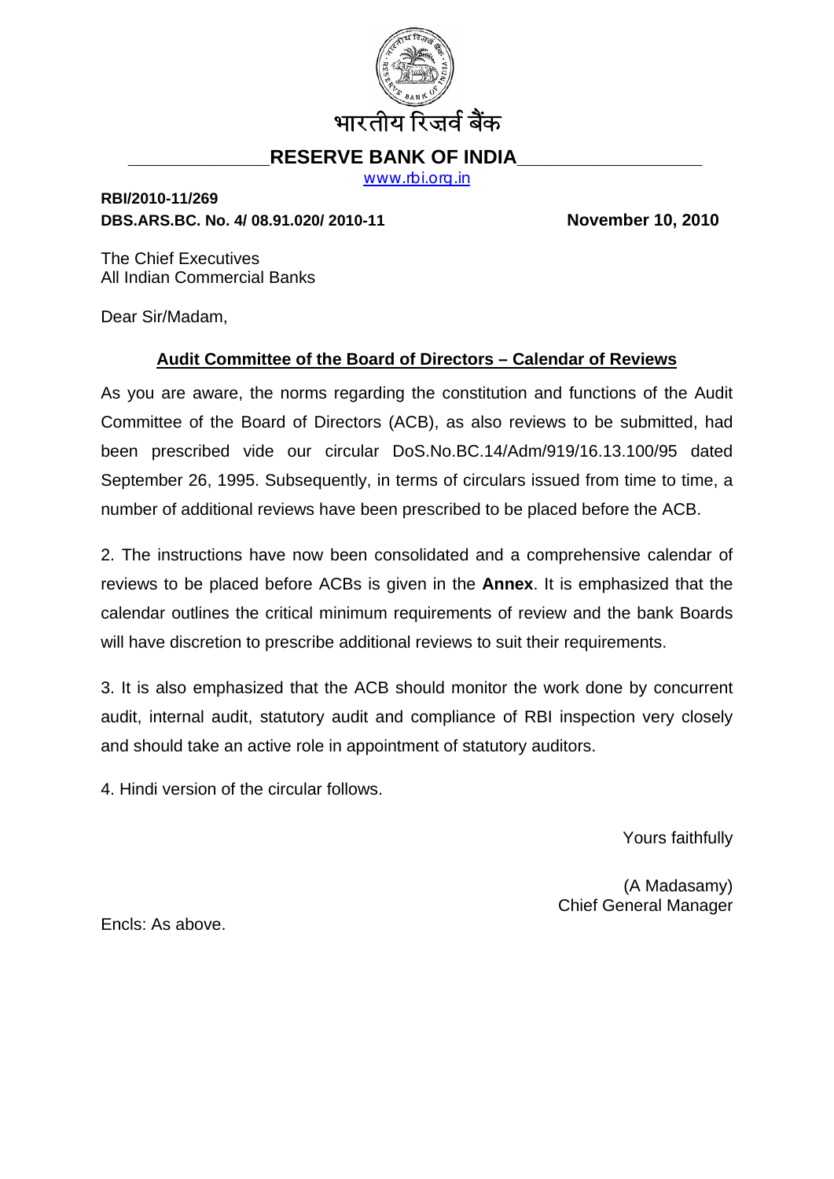भारतीय रिज़र्व बैंक

**RESERVE BANK OF INDIA**

www.rbi.org.in

**RBI/2010-11/269**
**DBS.ARS.BC. No. 4/ 08.91.020/ 2010-11** **November 10, 2010**

The Chief Executives
All Indian Commercial Banks

Dear Sir/Madam,

**Audit Committee of the Board of Directors – Calendar of Reviews**

As you are aware, the norms regarding the constitution and functions of the Audit Committee of the Board of Directors (ACB), as also reviews to be submitted, had been prescribed vide our circular DoS.No.BC.14/Adm/919/16.13.100/95 dated September 26, 1995. Subsequently, in terms of circulars issued from time to time, a number of additional reviews have been prescribed to be placed before the ACB.

2. The instructions have now been consolidated and a comprehensive calendar of reviews to be placed before ACBs is given in the **Annex**. It is emphasized that the calendar outlines the critical minimum requirements of review and the bank Boards will have discretion to prescribe additional reviews to suit their requirements.

3. It is also emphasized that the ACB should monitor the work done by concurrent audit, internal audit, statutory audit and compliance of RBI inspection very closely and should take an active role in appointment of statutory auditors.

4. Hindi version of the circular follows.

Yours faithfully

(A Madasamy)
Chief General Manager

Encls: As above.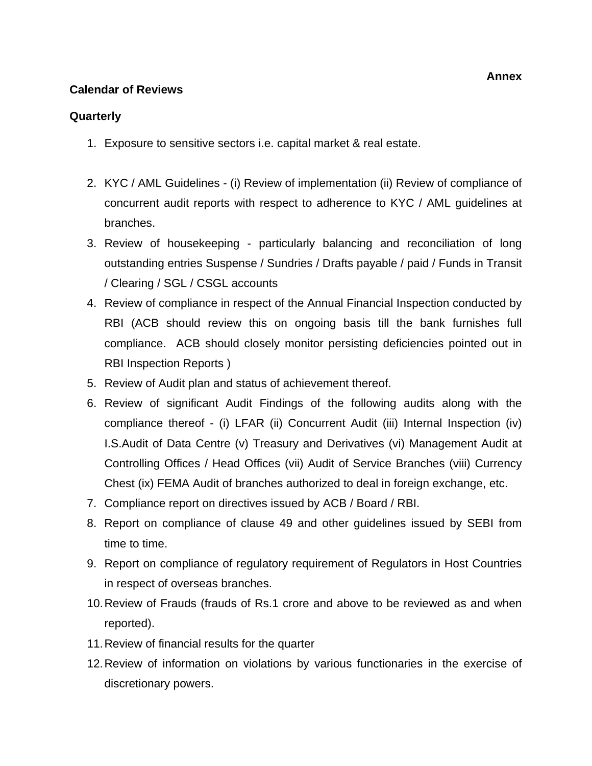**Annex**

**Calendar of Reviews**

**Quarterly**

1. Exposure to sensitive sectors i.e. capital market & real estate.

2. KYC / AML Guidelines - (i) Review of implementation (ii) Review of compliance of concurrent audit reports with respect to adherence to KYC / AML guidelines at branches.
3. Review of housekeeping - particularly balancing and reconciliation of long outstanding entries Suspense / Sundries / Drafts payable / paid / Funds in Transit / Clearing / SGL / CSGL accounts
4. Review of compliance in respect of the Annual Financial Inspection conducted by RBI (ACB should review this on ongoing basis till the bank furnishes full compliance. ACB should closely monitor persisting deficiencies pointed out in RBI Inspection Reports )
5. Review of Audit plan and status of achievement thereof.
6. Review of significant Audit Findings of the following audits along with the compliance thereof - (i) LFAR (ii) Concurrent Audit (iii) Internal Inspection (iv) I.S.Audit of Data Centre (v) Treasury and Derivatives (vi) Management Audit at Controlling Offices / Head Offices (vii) Audit of Service Branches (viii) Currency Chest (ix) FEMA Audit of branches authorized to deal in foreign exchange, etc.
7. Compliance report on directives issued by ACB / Board / RBI.
8. Report on compliance of clause 49 and other guidelines issued by SEBI from time to time.
9. Report on compliance of regulatory requirement of Regulators in Host Countries in respect of overseas branches.
10. Review of Frauds (frauds of Rs.1 crore and above to be reviewed as and when reported).
11. Review of financial results for the quarter
12. Review of information on violations by various functionaries in the exercise of discretionary powers.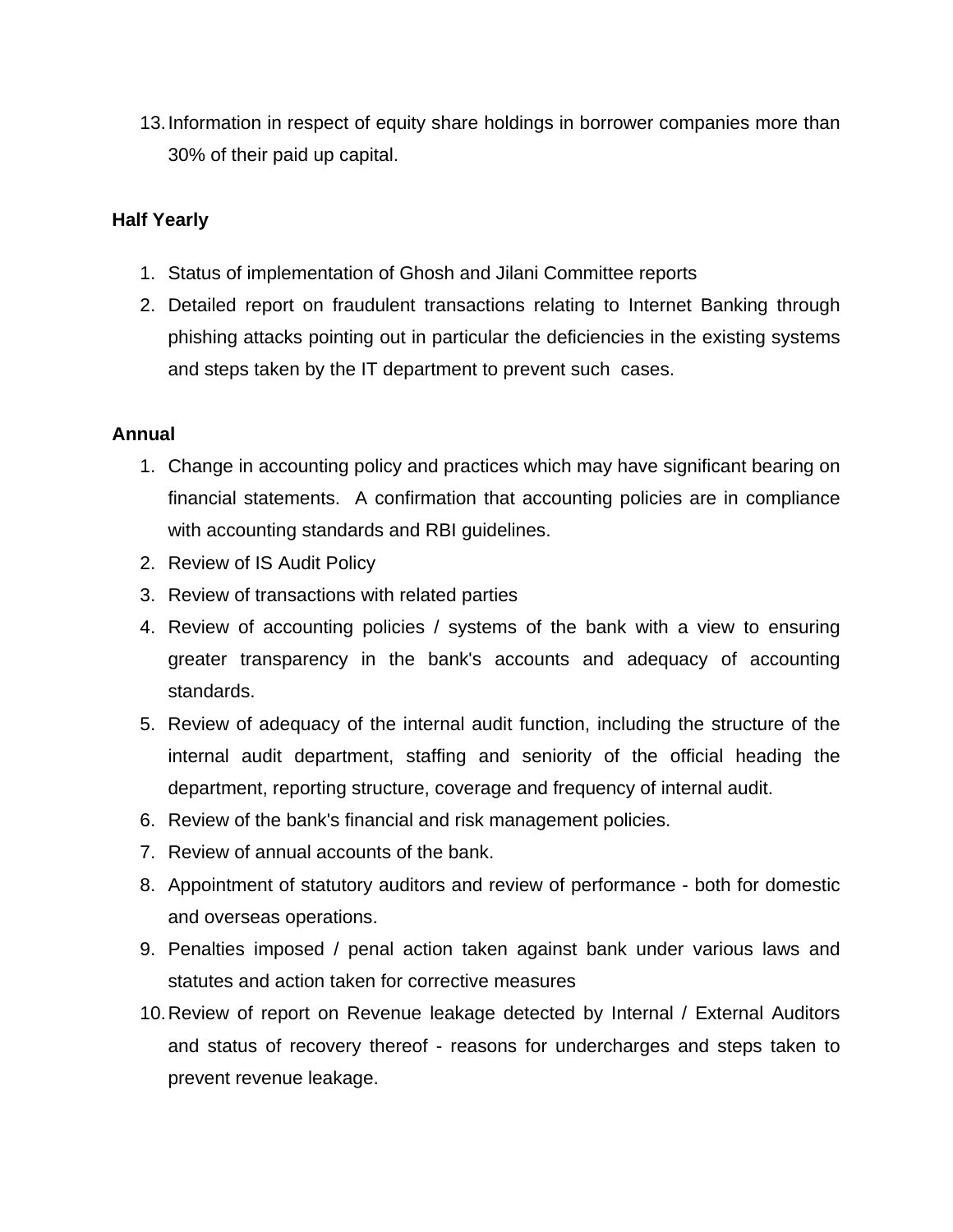13. Information in respect of equity share holdings in borrower companies more than 30% of their paid up capital.

**Half Yearly**

1. Status of implementation of Ghosh and Jilani Committee reports
2. Detailed report on fraudulent transactions relating to Internet Banking through phishing attacks pointing out in particular the deficiencies in the existing systems and steps taken by the IT department to prevent such cases.

**Annual**

1. Change in accounting policy and practices which may have significant bearing on financial statements. A confirmation that accounting policies are in compliance with accounting standards and RBI guidelines.
2. Review of IS Audit Policy
3. Review of transactions with related parties
4. Review of accounting policies / systems of the bank with a view to ensuring greater transparency in the bank's accounts and adequacy of accounting standards.
5. Review of adequacy of the internal audit function, including the structure of the internal audit department, staffing and seniority of the official heading the department, reporting structure, coverage and frequency of internal audit.
6. Review of the bank's financial and risk management policies.
7. Review of annual accounts of the bank.
8. Appointment of statutory auditors and review of performance - both for domestic and overseas operations.
9. Penalties imposed / penal action taken against bank under various laws and statutes and action taken for corrective measures
10. Review of report on Revenue leakage detected by Internal / External Auditors and status of recovery thereof - reasons for undercharges and steps taken to prevent revenue leakage.